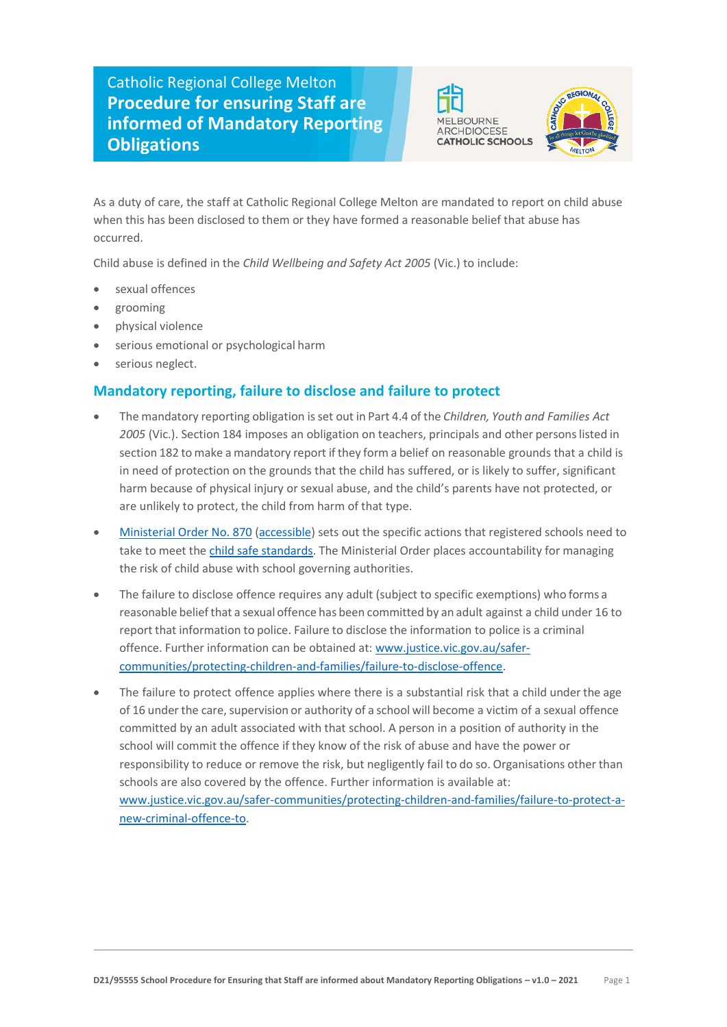# Catholic Regional College Melton

# Procedure for ensuring Staff are informed of Mandatory Reporting Obligations

As a duty of care, the staff at Catholic Regional College Melton are mandated to report on child abuse when this has been disclosed to them or they have formed a reasonable belief that abuse has occurred.

Child abuse is defined in the *Child Wellbeing and Safety Act 2005* (Vic.) to include:

- sexual offences
- grooming
- physical violence
- serious emotional or psychological harm
- serious neglect.

## Mandatory reporting, failure to disclose and failure to protect

- The mandatory reporting obligation is set out in Part 4.4 of the *Children, Youth and Families Act 2005* (Vic.). Section 184 imposes an obligation on teachers, principals and other persons listed in section 182 to make a mandatory report if they form a belief on reasonable grounds that a child is in need of protection on the grounds that the child has suffered, or is likely to suffer, significant harm because of physical injury or sexual abuse, and the child's parents have not protected, or are unlikely to protect, the child from harm of that type.

- Ministerial Order No. 870 (accessible) sets out the specific actions that registered schools need to take to meet the child safe standards. The Ministerial Order places accountability for managing the risk of child abuse with school governing authorities.

- The failure to disclose offence requires any adult (subject to specific exemptions) who forms a reasonable belief that a sexual offence has been committed by an adult against a child under 16 to report that information to police. Failure to disclose the information to police is a criminal offence. Further information can be obtained at: www.justice.vic.gov.au/safer-communities/protecting-children-and-families/failure-to-disclose-offence.

- The failure to protect offence applies where there is a substantial risk that a child under the age of 16 under the care, supervision or authority of a school will become a victim of a sexual offence committed by an adult associated with that school. A person in a position of authority in the school will commit the offence if they know of the risk of abuse and have the power or responsibility to reduce or remove the risk, but negligently fail to do so. Organisations other than schools are also covered by the offence. Further information is available at: www.justice.vic.gov.au/safer-communities/protecting-children-and-families/failure-to-protect-a-new-criminal-offence-to.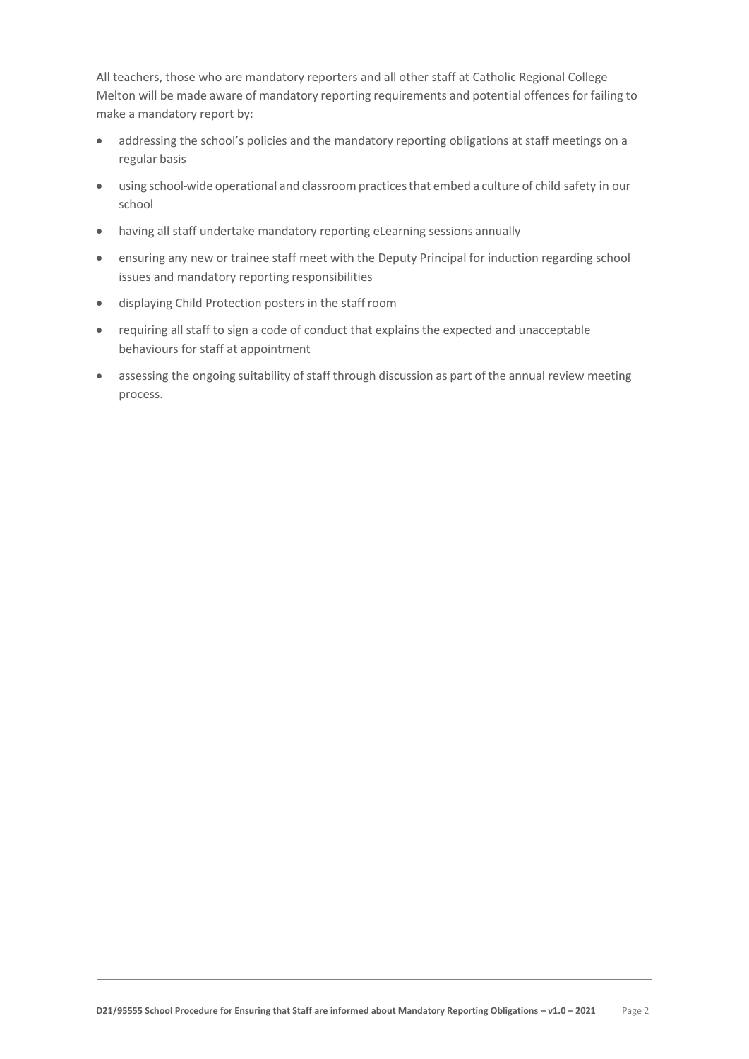All teachers, those who are mandatory reporters and all other staff at Catholic Regional College Melton will be made aware of mandatory reporting requirements and potential offences for failing to make a mandatory report by:

- addressing the school's policies and the mandatory reporting obligations at staff meetings on a regular basis
- using school-wide operational and classroom practices that embed a culture of child safety in our school
- having all staff undertake mandatory reporting eLearning sessions annually
- ensuring any new or trainee staff meet with the Deputy Principal for induction regarding school issues and mandatory reporting responsibilities
- displaying Child Protection posters in the staff room
- requiring all staff to sign a code of conduct that explains the expected and unacceptable behaviours for staff at appointment
- assessing the ongoing suitability of staff through discussion as part of the annual review meeting process.